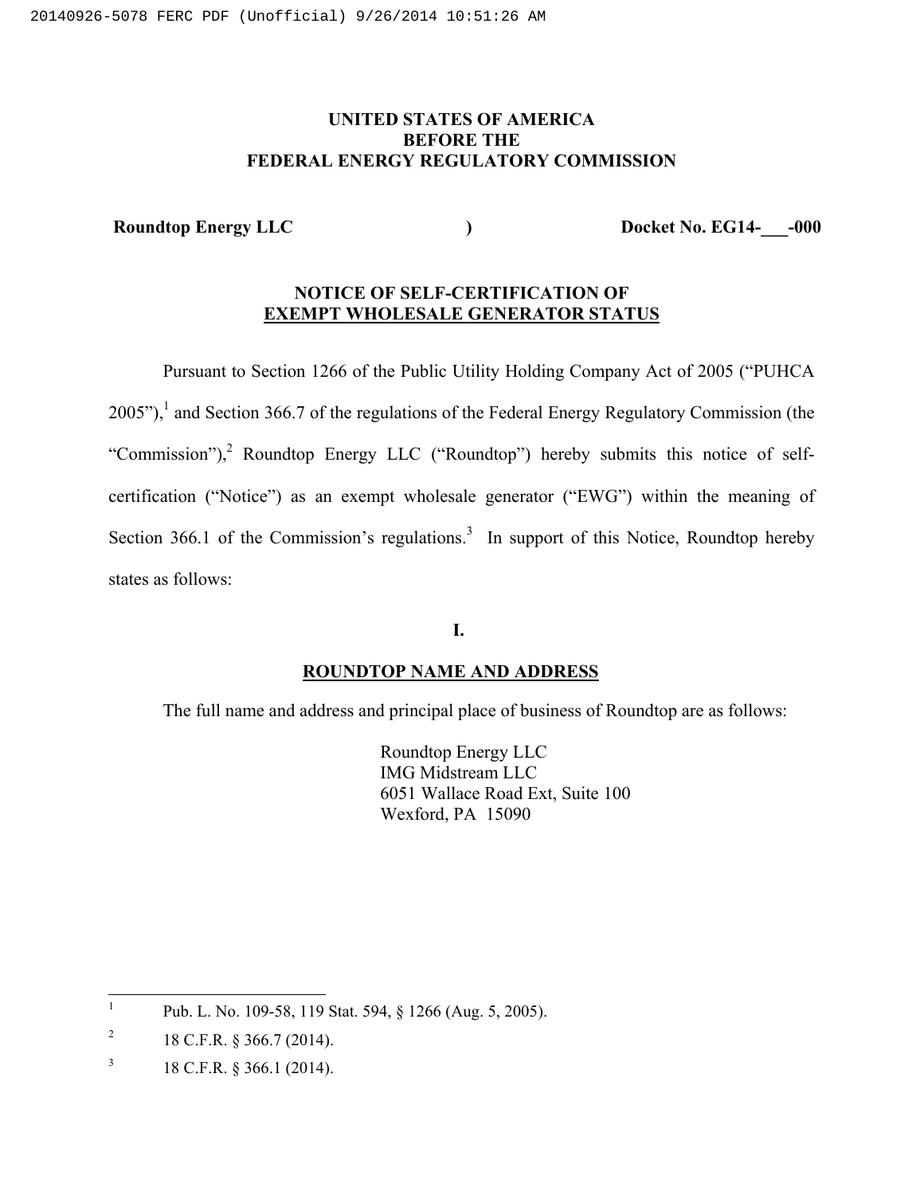**UNITED STATES OF AMERICA**
**BEFORE THE**
**FEDERAL ENERGY REGULATORY COMMISSION**

| | | |
|---|---|---|
| **Roundtop Energy LLC** | **)** | **Docket No. EG14-___-000** |

## NOTICE OF SELF-CERTIFICATION OF EXEMPT WHOLESALE GENERATOR STATUS

Pursuant to Section 1266 of the Public Utility Holding Company Act of 2005 ("PUHCA 2005"),[1] and Section 366.7 of the regulations of the Federal Energy Regulatory Commission (the "Commission"),[2] Roundtop Energy LLC ("Roundtop") hereby submits this notice of self-certification ("Notice") as an exempt wholesale generator ("EWG") within the meaning of Section 366.1 of the Commission's regulations.[3] In support of this Notice, Roundtop hereby states as follows:

## I.

## ROUNDTOP NAME AND ADDRESS

The full name and address and principal place of business of Roundtop are as follows:

Roundtop Energy LLC
IMG Midstream LLC
6051 Wallace Road Ext, Suite 100
Wexford, PA 15090

---

[1] Pub. L. No. 109-58, 119 Stat. 594, § 1266 (Aug. 5, 2005).

[2] 18 C.F.R. § 366.7 (2014).

[3] 18 C.F.R. § 366.1 (2014).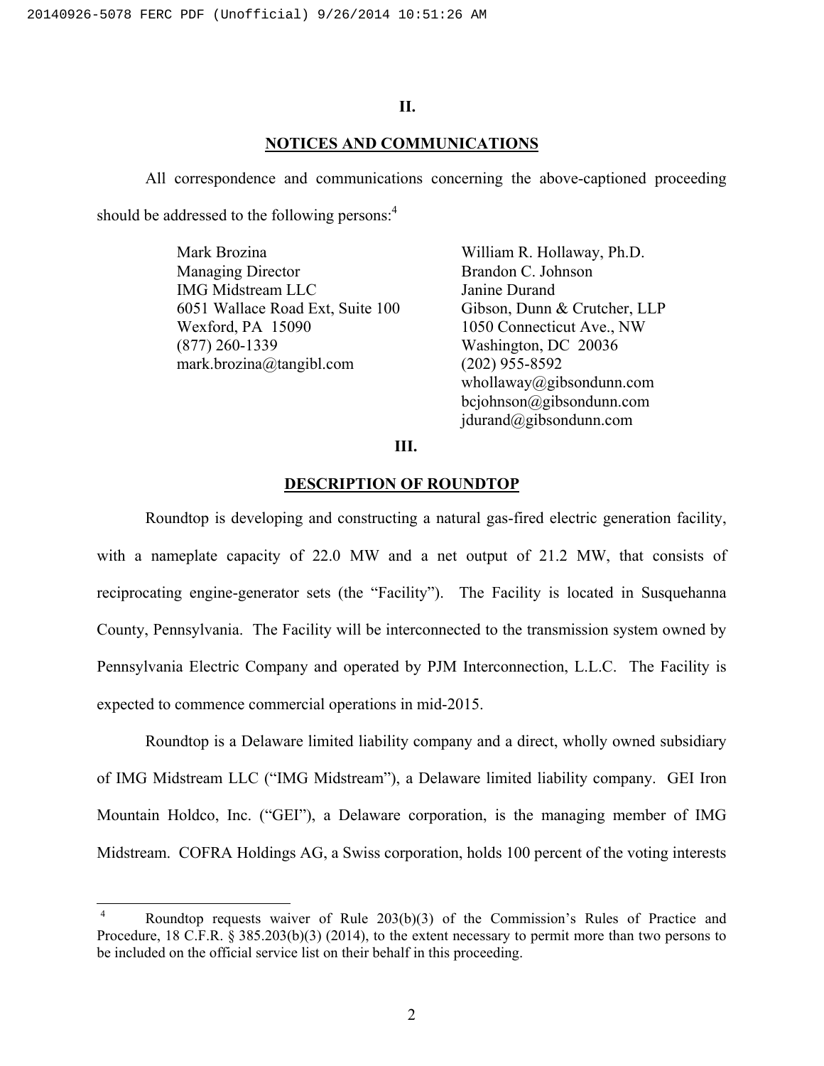## II.

## NOTICES AND COMMUNICATIONS

All correspondence and communications concerning the above-captioned proceeding should be addressed to the following persons:[4]

Mark Brozina
Managing Director
IMG Midstream LLC
6051 Wallace Road Ext, Suite 100
Wexford, PA 15090
(877) 260-1339
mark.brozina@tangibl.com

William R. Hollaway, Ph.D.
Brandon C. Johnson
Janine Durand
Gibson, Dunn & Crutcher, LLP
1050 Connecticut Ave., NW
Washington, DC 20036
(202) 955-8592
whollaway@gibsondunn.com
bcjohnson@gibsondunn.com
jdurand@gibsondunn.com

## III.

## DESCRIPTION OF ROUNDTOP

Roundtop is developing and constructing a natural gas-fired electric generation facility, with a nameplate capacity of 22.0 MW and a net output of 21.2 MW, that consists of reciprocating engine-generator sets (the "Facility"). The Facility is located in Susquehanna County, Pennsylvania. The Facility will be interconnected to the transmission system owned by Pennsylvania Electric Company and operated by PJM Interconnection, L.L.C. The Facility is expected to commence commercial operations in mid-2015.

Roundtop is a Delaware limited liability company and a direct, wholly owned subsidiary of IMG Midstream LLC ("IMG Midstream"), a Delaware limited liability company. GEI Iron Mountain Holdco, Inc. ("GEI"), a Delaware corporation, is the managing member of IMG Midstream. COFRA Holdings AG, a Swiss corporation, holds 100 percent of the voting interests

---

[4] Roundtop requests waiver of Rule 203(b)(3) of the Commission's Rules of Practice and Procedure, 18 C.F.R. § 385.203(b)(3) (2014), to the extent necessary to permit more than two persons to be included on the official service list on their behalf in this proceeding.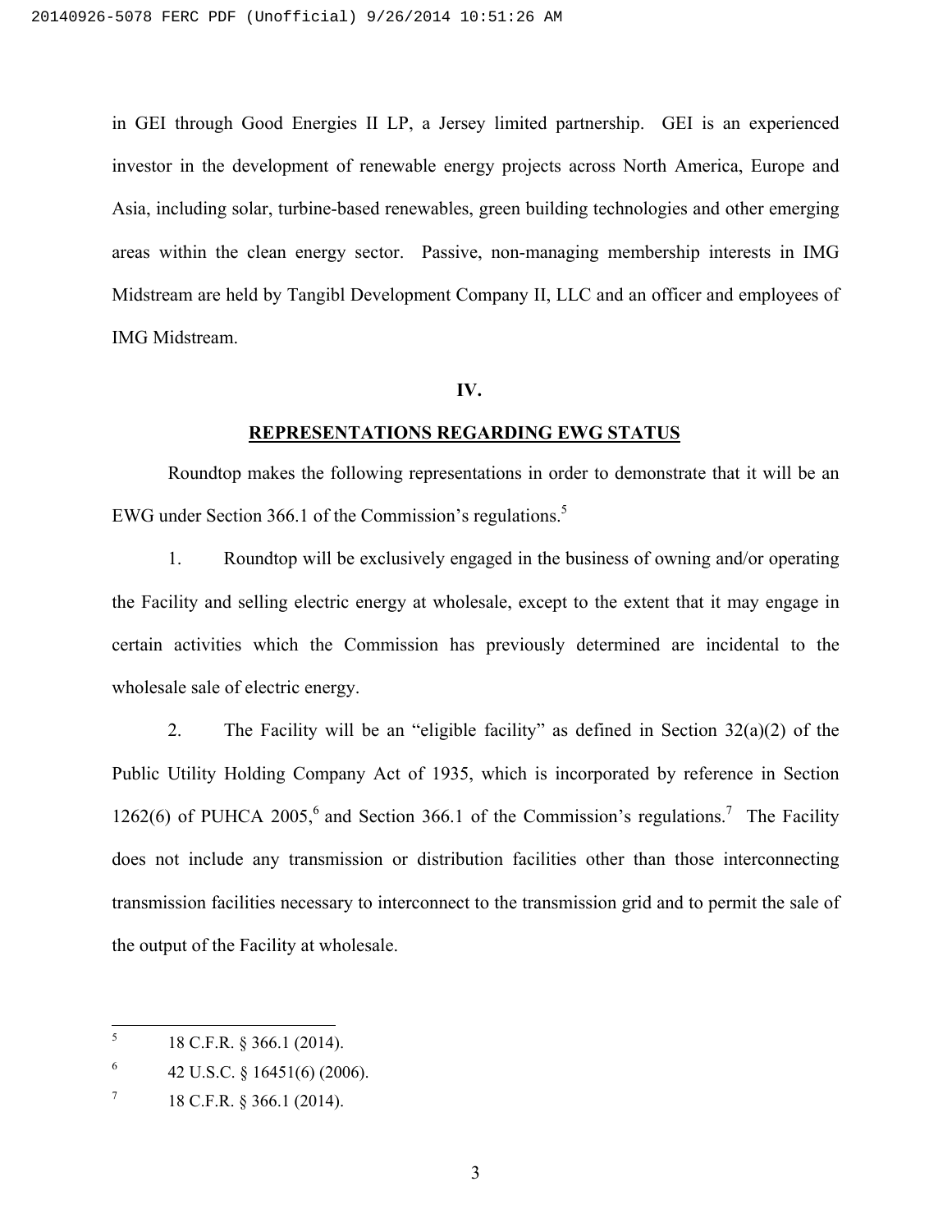in GEI through Good Energies II LP, a Jersey limited partnership. GEI is an experienced investor in the development of renewable energy projects across North America, Europe and Asia, including solar, turbine-based renewables, green building technologies and other emerging areas within the clean energy sector. Passive, non-managing membership interests in IMG Midstream are held by Tangibl Development Company II, LLC and an officer and employees of IMG Midstream.

## IV.

## REPRESENTATIONS REGARDING EWG STATUS

Roundtop makes the following representations in order to demonstrate that it will be an EWG under Section 366.1 of the Commission's regulations.[5]

1. Roundtop will be exclusively engaged in the business of owning and/or operating the Facility and selling electric energy at wholesale, except to the extent that it may engage in certain activities which the Commission has previously determined are incidental to the wholesale sale of electric energy.

2. The Facility will be an "eligible facility" as defined in Section 32(a)(2) of the Public Utility Holding Company Act of 1935, which is incorporated by reference in Section 1262(6) of PUHCA 2005,[6] and Section 366.1 of the Commission's regulations.[7] The Facility does not include any transmission or distribution facilities other than those interconnecting transmission facilities necessary to interconnect to the transmission grid and to permit the sale of the output of the Facility at wholesale.

---

[5] 18 C.F.R. § 366.1 (2014).

[6] 42 U.S.C. § 16451(6) (2006).

[7] 18 C.F.R. § 366.1 (2014).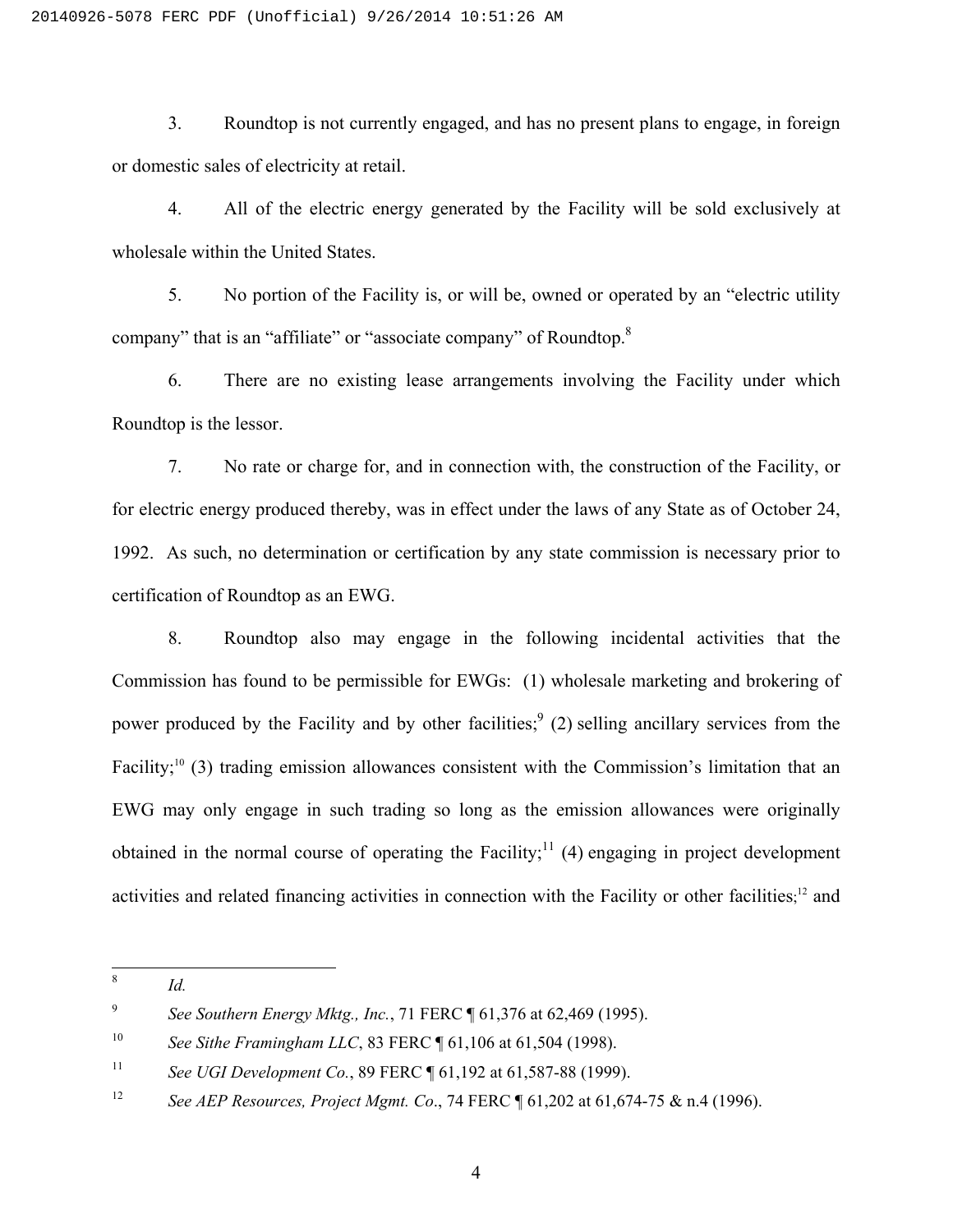3. Roundtop is not currently engaged, and has no present plans to engage, in foreign or domestic sales of electricity at retail.

4. All of the electric energy generated by the Facility will be sold exclusively at wholesale within the United States.

5. No portion of the Facility is, or will be, owned or operated by an "electric utility company" that is an "affiliate" or "associate company" of Roundtop.[8]

6. There are no existing lease arrangements involving the Facility under which Roundtop is the lessor.

7. No rate or charge for, and in connection with, the construction of the Facility, or for electric energy produced thereby, was in effect under the laws of any State as of October 24, 1992. As such, no determination or certification by any state commission is necessary prior to certification of Roundtop as an EWG.

8. Roundtop also may engage in the following incidental activities that the Commission has found to be permissible for EWGs: (1) wholesale marketing and brokering of power produced by the Facility and by other facilities;[9] (2) selling ancillary services from the Facility;[10] (3) trading emission allowances consistent with the Commission's limitation that an EWG may only engage in such trading so long as the emission allowances were originally obtained in the normal course of operating the Facility;[11] (4) engaging in project development activities and related financing activities in connection with the Facility or other facilities;[12] and

---

[8] *Id.*

[9] *See Southern Energy Mktg., Inc.*, 71 FERC ¶ 61,376 at 62,469 (1995).

[10] *See Sithe Framingham LLC*, 83 FERC ¶ 61,106 at 61,504 (1998).

[11] *See UGI Development Co.*, 89 FERC ¶ 61,192 at 61,587-88 (1999).

[12] *See AEP Resources, Project Mgmt. Co*., 74 FERC ¶ 61,202 at 61,674-75 & n.4 (1996).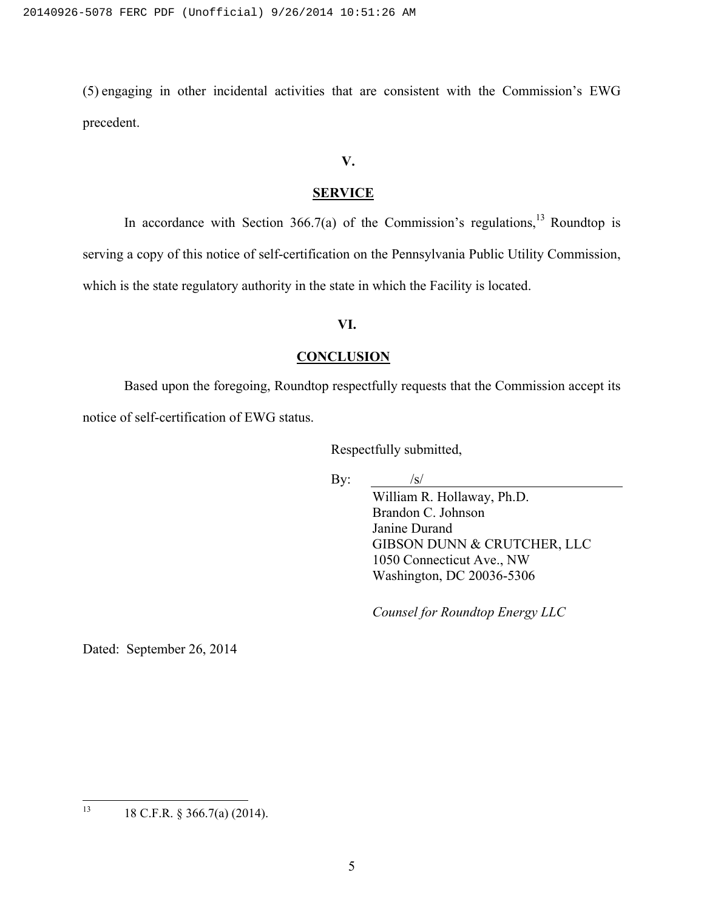(5) engaging in other incidental activities that are consistent with the Commission's EWG precedent.

## V.

## SERVICE

In accordance with Section 366.7(a) of the Commission's regulations,[13] Roundtop is serving a copy of this notice of self-certification on the Pennsylvania Public Utility Commission, which is the state regulatory authority in the state in which the Facility is located.

## VI.

## CONCLUSION

Based upon the foregoing, Roundtop respectfully requests that the Commission accept its notice of self-certification of EWG status.

Respectfully submitted,

By: /s/

William R. Hollaway, Ph.D.
Brandon C. Johnson
Janine Durand
GIBSON DUNN & CRUTCHER, LLC
1050 Connecticut Ave., NW
Washington, DC 20036-5306

*Counsel for Roundtop Energy LLC*

Dated: September 26, 2014

---

[13] 18 C.F.R. § 366.7(a) (2014).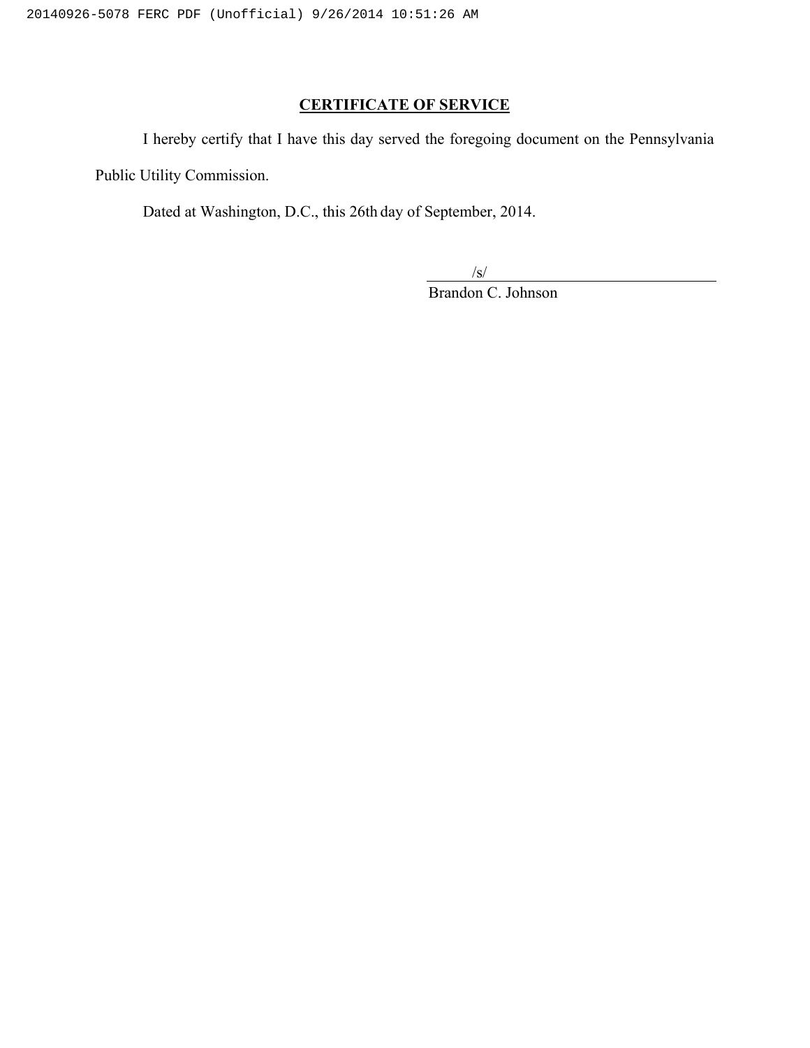## CERTIFICATE OF SERVICE

I hereby certify that I have this day served the foregoing document on the Pennsylvania Public Utility Commission.

Dated at Washington, D.C., this 26th day of September, 2014.

/s/
Brandon C. Johnson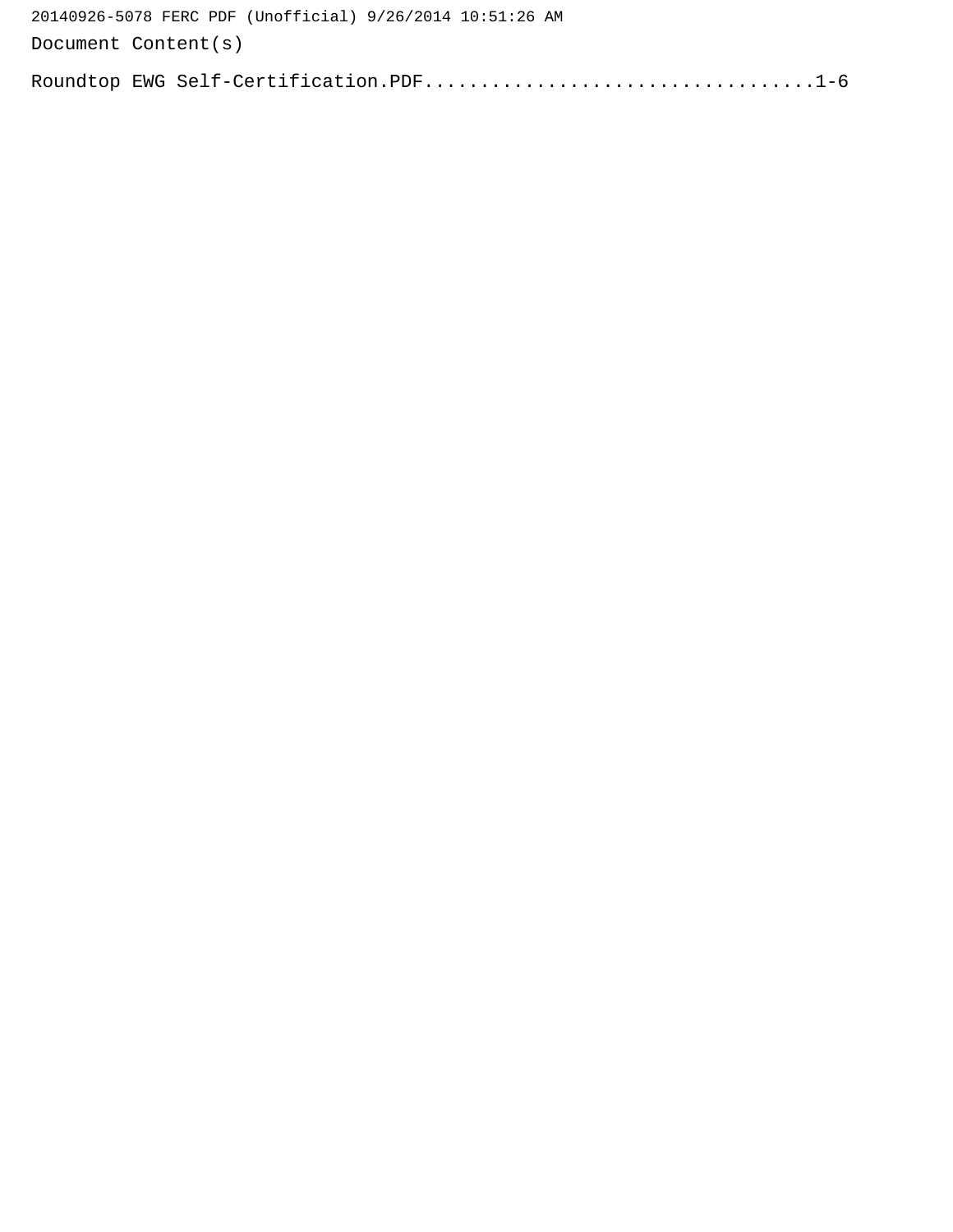Document Content(s)

Roundtop EWG Self-Certification.PDF...................................1-6